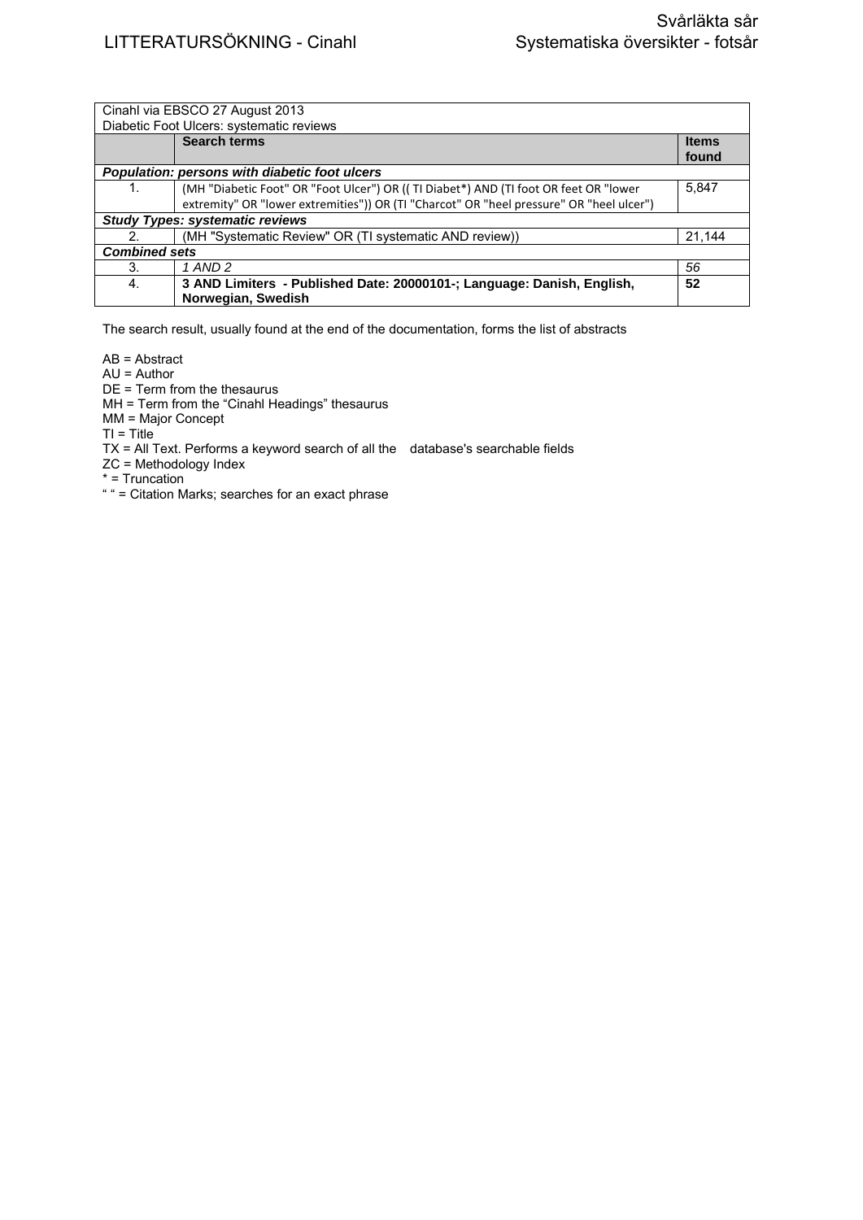| Cinahl via EBSCO 27 August 2013 Diabetic Foot Ulcers: systematic reviews | | |
|---|---|---|
| | **Search terms** | **Items found** |
| ***Population: persons with diabetic foot ulcers*** | | |
| 1. | (MH "Diabetic Foot" OR "Foot Ulcer") OR (( TI Diabet*) AND (TI foot OR feet OR "lower extremity" OR "lower extremities")) OR (TI "Charcot" OR "heel pressure" OR "heel ulcer") | 5,847 |
| ***Study Types: systematic reviews*** | | |
| 2. | (MH "Systematic Review" OR (TI systematic AND review)) | 21,144 |
| ***Combined sets*** | | |
| 3. | *1 AND 2* | *56* |
| 4. | **3 AND Limiters - Published Date: 20000101-; Language: Danish, English, Norwegian, Swedish** | **52** |

The search result, usually found at the end of the documentation, forms the list of abstracts

AB = Abstract
AU = Author
DE = Term from the thesaurus
MH = Term from the “Cinahl Headings” thesaurus
MM = Major Concept
TI = Title
TX = All Text. Performs a keyword search of all the database's searchable fields
ZC = Methodology Index
* = Truncation
“ “ = Citation Marks; searches for an exact phrase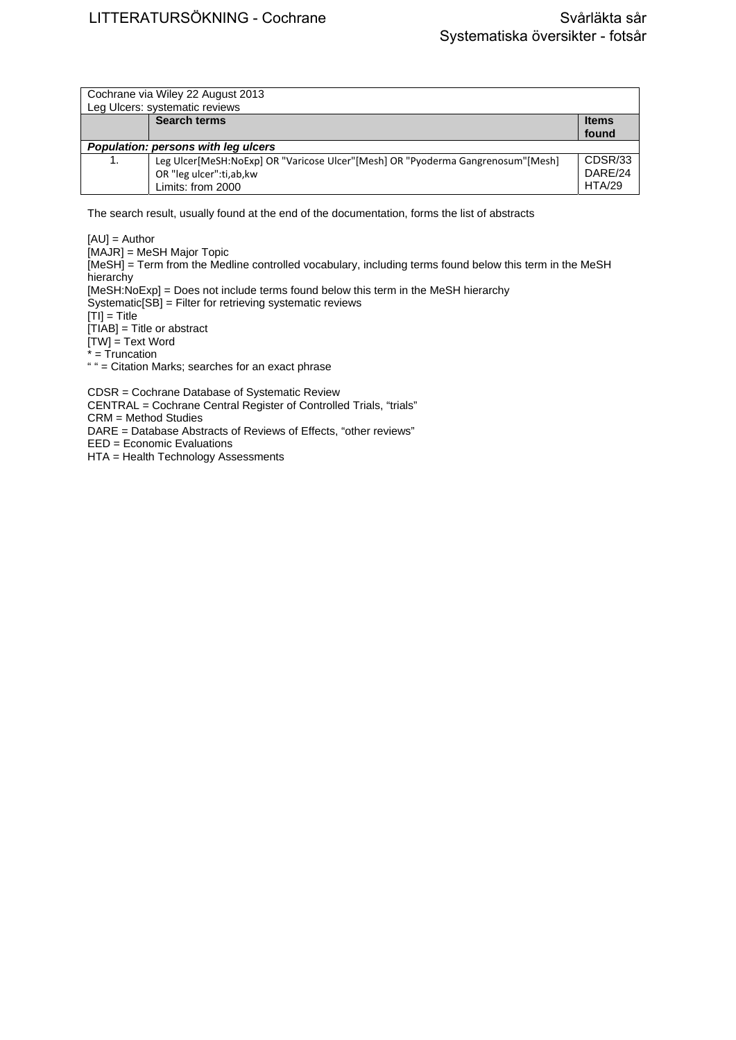| Cochrane via Wiley 22 August 2013<br>Leg Ulcers: systematic reviews | | |
|---|---|---|
| | **Search terms** | **Items found** |
| ***Population: persons with leg ulcers*** | | |
| 1. | Leg Ulcer[MeSH:NoExp] OR "Varicose Ulcer"[Mesh] OR "Pyoderma Gangrenosum"[Mesh] OR "leg ulcer":ti,ab,kw<br>Limits: from 2000 | CDSR/33<br>DARE/24<br>HTA/29 |

The search result, usually found at the end of the documentation, forms the list of abstracts

[AU] = Author
[MAJR] = MeSH Major Topic
[MeSH] = Term from the Medline controlled vocabulary, including terms found below this term in the MeSH hierarchy
[MeSH:NoExp] = Does not include terms found below this term in the MeSH hierarchy
Systematic[SB] = Filter for retrieving systematic reviews
[TI] = Title
[TIAB] = Title or abstract
[TW] = Text Word
* = Truncation
" " = Citation Marks; searches for an exact phrase

CDSR = Cochrane Database of Systematic Review
CENTRAL = Cochrane Central Register of Controlled Trials, "trials"
CRM = Method Studies
DARE = Database Abstracts of Reviews of Effects, "other reviews"
EED = Economic Evaluations
HTA = Health Technology Assessments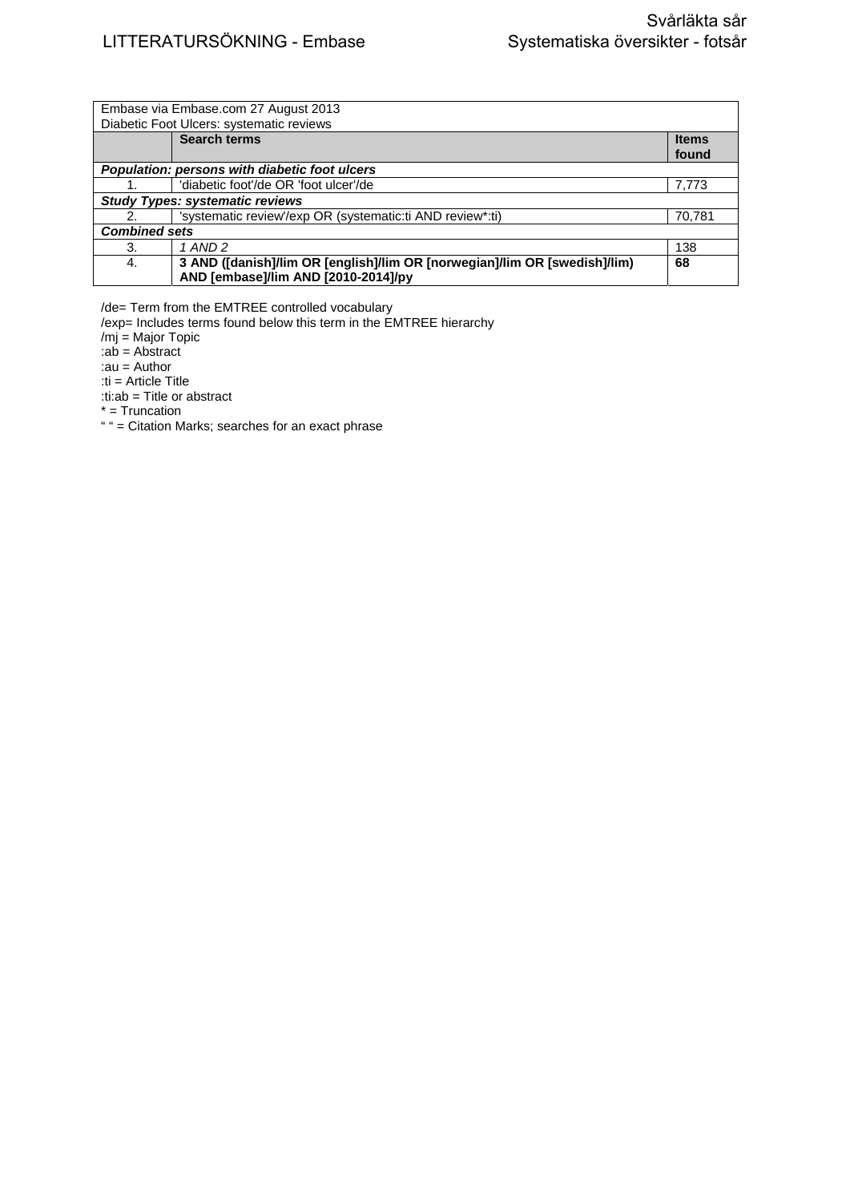| Embase via Embase.com 27 August 2013<br>Diabetic Foot Ulcers: systematic reviews | | |
|---|---|---|
| | **Search terms** | **Items found** |
| ***Population: persons with diabetic foot ulcers*** | | |
| 1. | 'diabetic foot'/de OR 'foot ulcer'/de | 7,773 |
| ***Study Types: systematic reviews*** | | |
| 2. | 'systematic review'/exp OR (systematic:ti AND review*:ti) | 70,781 |
| ***Combined sets*** | | |
| 3. | *1 AND 2* | 138 |
| 4. | **3 AND ([danish]/lim OR [english]/lim OR [norwegian]/lim OR [swedish]/lim) AND [embase]/lim AND [2010-2014]/py** | **68** |

/de= Term from the EMTREE controlled vocabulary
/exp= Includes terms found below this term in the EMTREE hierarchy
/mj = Major Topic
:ab = Abstract
:au = Author
:ti = Article Title
:ti:ab = Title or abstract
* = Truncation
" " = Citation Marks; searches for an exact phrase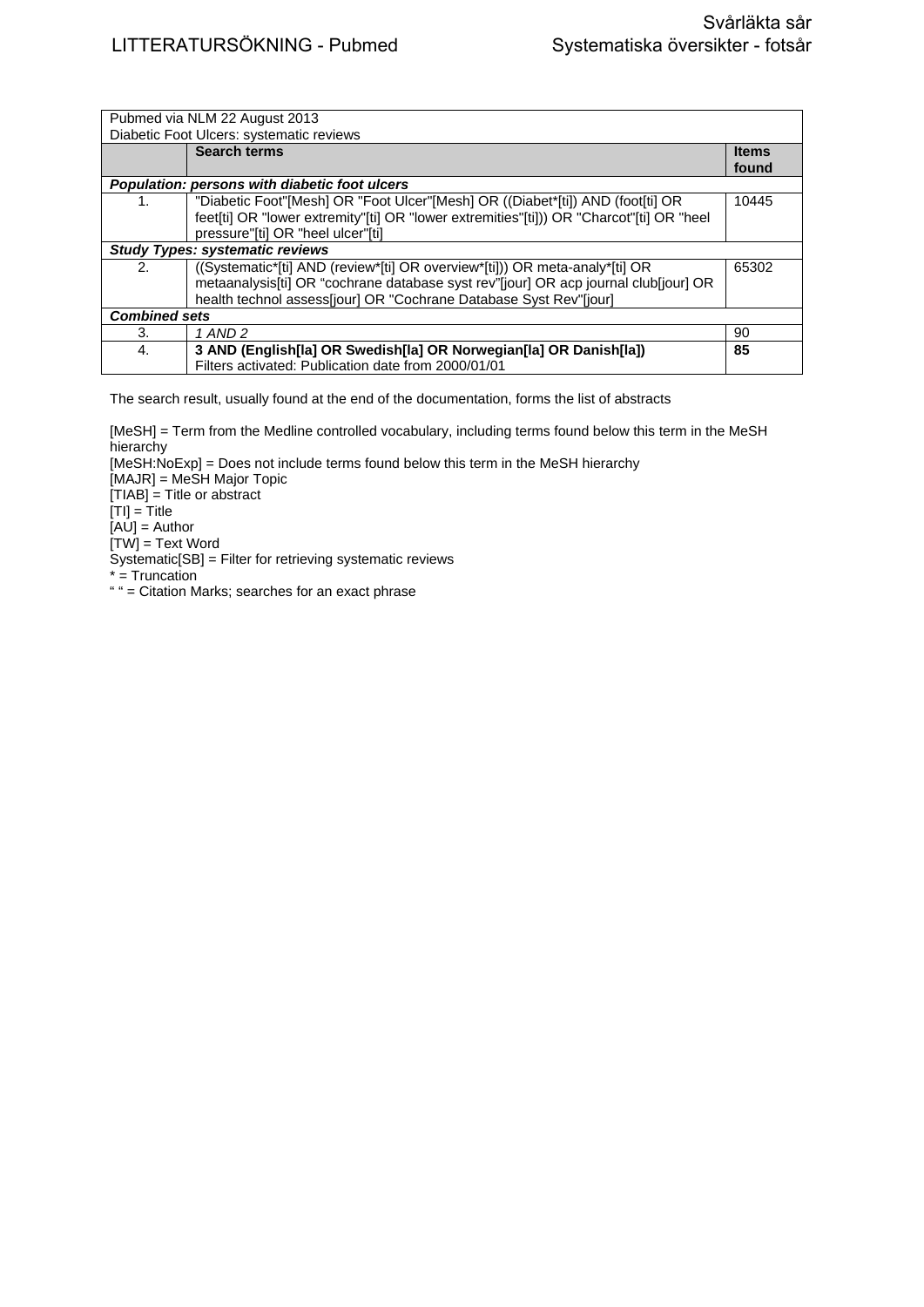| | | |
|---|---|---|
| Pubmed via NLM 22 August 2013 | | |
| Diabetic Foot Ulcers: systematic reviews | | |
| | **Search terms** | **Items found** |
| ***Population: persons with diabetic foot ulcers*** | | |
| 1. | "Diabetic Foot"[Mesh] OR "Foot Ulcer"[Mesh] OR ((Diabet*[ti]) AND (foot[ti] OR feet[ti] OR "lower extremity"[ti] OR "lower extremities"[ti])) OR "Charcot"[ti] OR "heel pressure"[ti] OR "heel ulcer"[ti] | 10445 |
| ***Study Types: systematic reviews*** | | |
| 2. | ((Systematic*[ti] AND (review*[ti] OR overview*[ti])) OR meta-analy*[ti] OR metaanalysis[ti] OR "cochrane database syst rev"[jour] OR acp journal club[jour] OR health technol assess[jour] OR "Cochrane Database Syst Rev"[jour] | 65302 |
| ***Combined sets*** | | |
| 3. | *1 AND 2* | 90 |
| 4. | **3 AND (English[la] OR Swedish[la] OR Norwegian[la] OR Danish[la])** Filters activated: Publication date from 2000/01/01 | **85** |

The search result, usually found at the end of the documentation, forms the list of abstracts

[MeSH] = Term from the Medline controlled vocabulary, including terms found below this term in the MeSH hierarchy
[MeSH:NoExp] = Does not include terms found below this term in the MeSH hierarchy
[MAJR] = MeSH Major Topic
[TIAB] = Title or abstract
[TI] = Title
[AU] = Author
[TW] = Text Word
Systematic[SB] = Filter for retrieving systematic reviews
* = Truncation
" " = Citation Marks; searches for an exact phrase